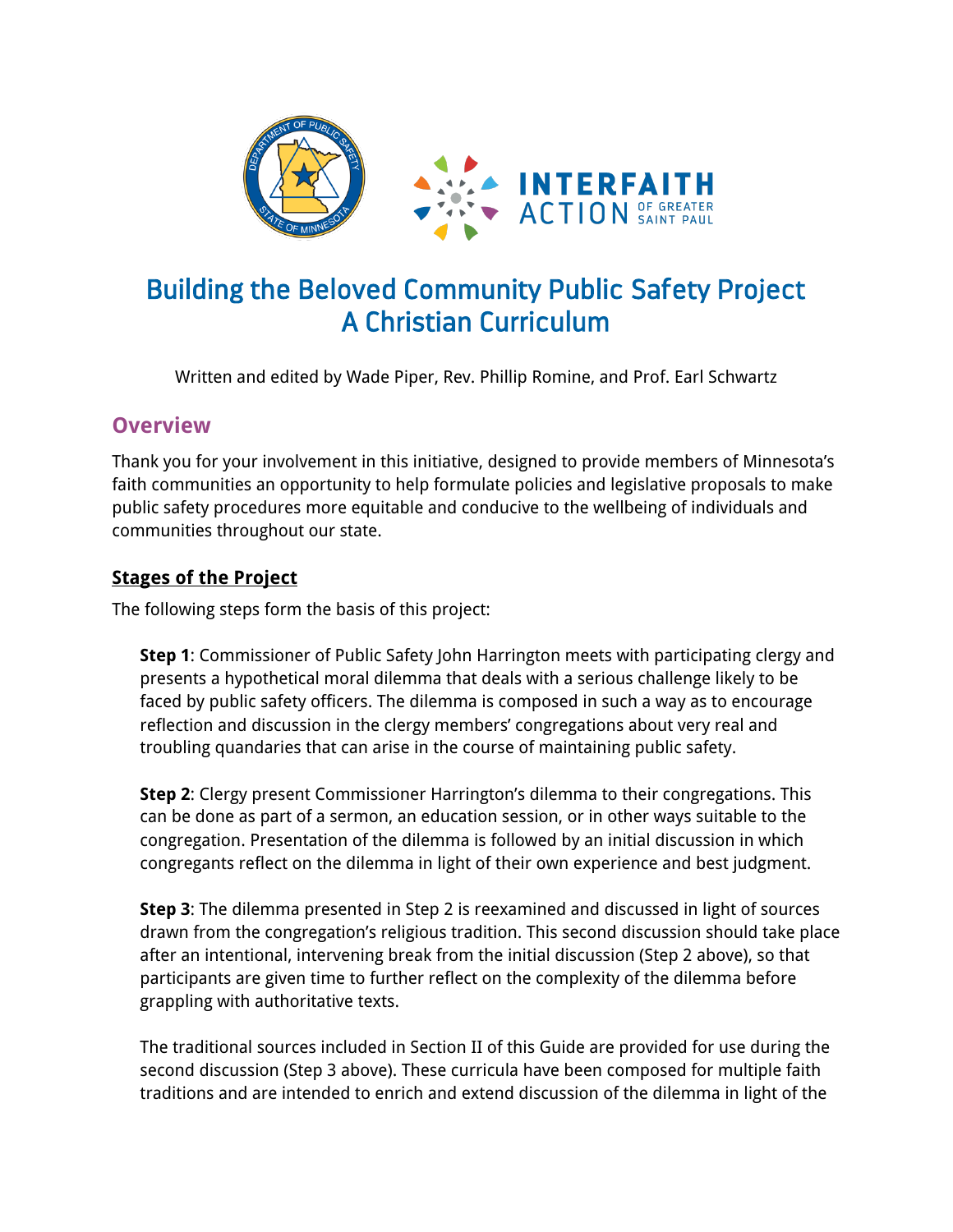# Building the Beloved Community Public Safety Project
# A Christian Curriculum

Written and edited by Wade Piper, Rev. Phillip Romine, and Prof. Earl Schwartz

## Overview

Thank you for your involvement in this initiative, designed to provide members of Minnesota's faith communities an opportunity to help formulate policies and legislative proposals to make public safety procedures more equitable and conducive to the wellbeing of individuals and communities throughout our state.

### Stages of the Project

The following steps form the basis of this project:

**Step 1**: Commissioner of Public Safety John Harrington meets with participating clergy and presents a hypothetical moral dilemma that deals with a serious challenge likely to be faced by public safety officers. The dilemma is composed in such a way as to encourage reflection and discussion in the clergy members' congregations about very real and troubling quandaries that can arise in the course of maintaining public safety.

**Step 2**: Clergy present Commissioner Harrington's dilemma to their congregations. This can be done as part of a sermon, an education session, or in other ways suitable to the congregation. Presentation of the dilemma is followed by an initial discussion in which congregants reflect on the dilemma in light of their own experience and best judgment.

**Step 3**: The dilemma presented in Step 2 is reexamined and discussed in light of sources drawn from the congregation's religious tradition. This second discussion should take place after an intentional, intervening break from the initial discussion (Step 2 above), so that participants are given time to further reflect on the complexity of the dilemma before grappling with authoritative texts.

The traditional sources included in Section II of this Guide are provided for use during the second discussion (Step 3 above). These curricula have been composed for multiple faith traditions and are intended to enrich and extend discussion of the dilemma in light of the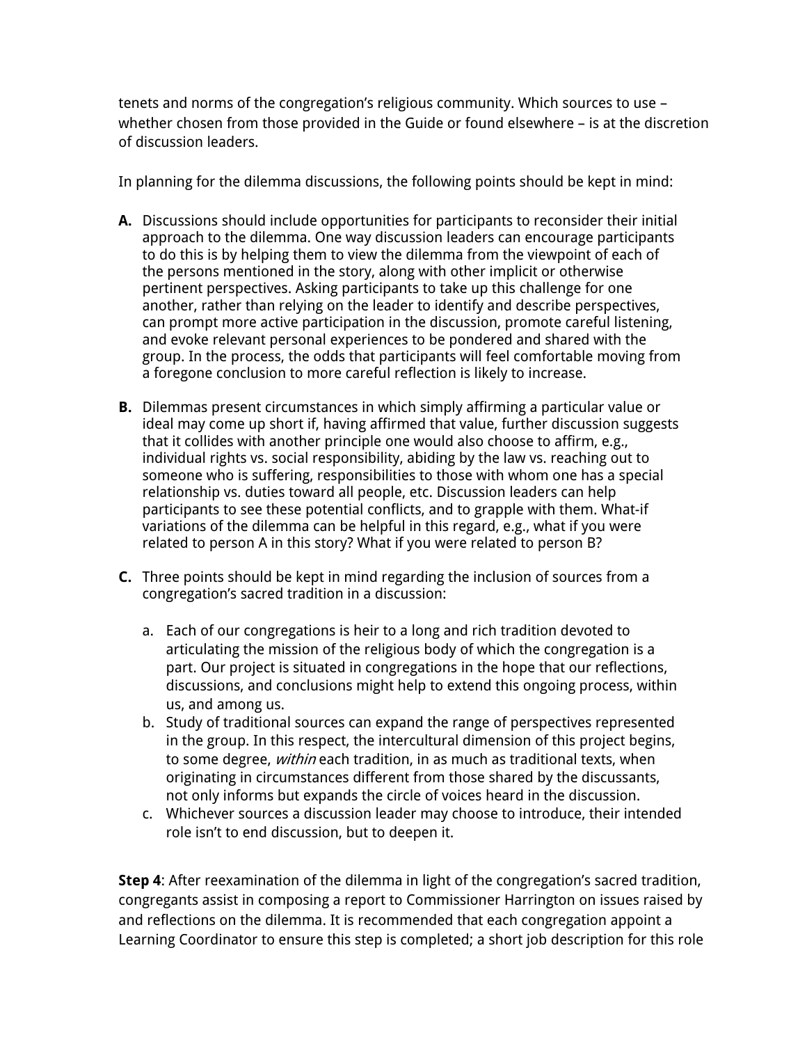tenets and norms of the congregation's religious community. Which sources to use – whether chosen from those provided in the Guide or found elsewhere – is at the discretion of discussion leaders.

In planning for the dilemma discussions, the following points should be kept in mind:

**A.** Discussions should include opportunities for participants to reconsider their initial approach to the dilemma. One way discussion leaders can encourage participants to do this is by helping them to view the dilemma from the viewpoint of each of the persons mentioned in the story, along with other implicit or otherwise pertinent perspectives. Asking participants to take up this challenge for one another, rather than relying on the leader to identify and describe perspectives, can prompt more active participation in the discussion, promote careful listening, and evoke relevant personal experiences to be pondered and shared with the group. In the process, the odds that participants will feel comfortable moving from a foregone conclusion to more careful reflection is likely to increase.

**B.** Dilemmas present circumstances in which simply affirming a particular value or ideal may come up short if, having affirmed that value, further discussion suggests that it collides with another principle one would also choose to affirm, e.g., individual rights vs. social responsibility, abiding by the law vs. reaching out to someone who is suffering, responsibilities to those with whom one has a special relationship vs. duties toward all people, etc. Discussion leaders can help participants to see these potential conflicts, and to grapple with them. What-if variations of the dilemma can be helpful in this regard, e.g., what if you were related to person A in this story? What if you were related to person B?

**C.** Three points should be kept in mind regarding the inclusion of sources from a congregation's sacred tradition in a discussion:

   a. Each of our congregations is heir to a long and rich tradition devoted to articulating the mission of the religious body of which the congregation is a part. Our project is situated in congregations in the hope that our reflections, discussions, and conclusions might help to extend this ongoing process, within us, and among us.
   b. Study of traditional sources can expand the range of perspectives represented in the group. In this respect, the intercultural dimension of this project begins, to some degree, *within* each tradition, in as much as traditional texts, when originating in circumstances different from those shared by the discussants, not only informs but expands the circle of voices heard in the discussion.
   c. Whichever sources a discussion leader may choose to introduce, their intended role isn't to end discussion, but to deepen it.

**Step 4**: After reexamination of the dilemma in light of the congregation's sacred tradition, congregants assist in composing a report to Commissioner Harrington on issues raised by and reflections on the dilemma. It is recommended that each congregation appoint a Learning Coordinator to ensure this step is completed; a short job description for this role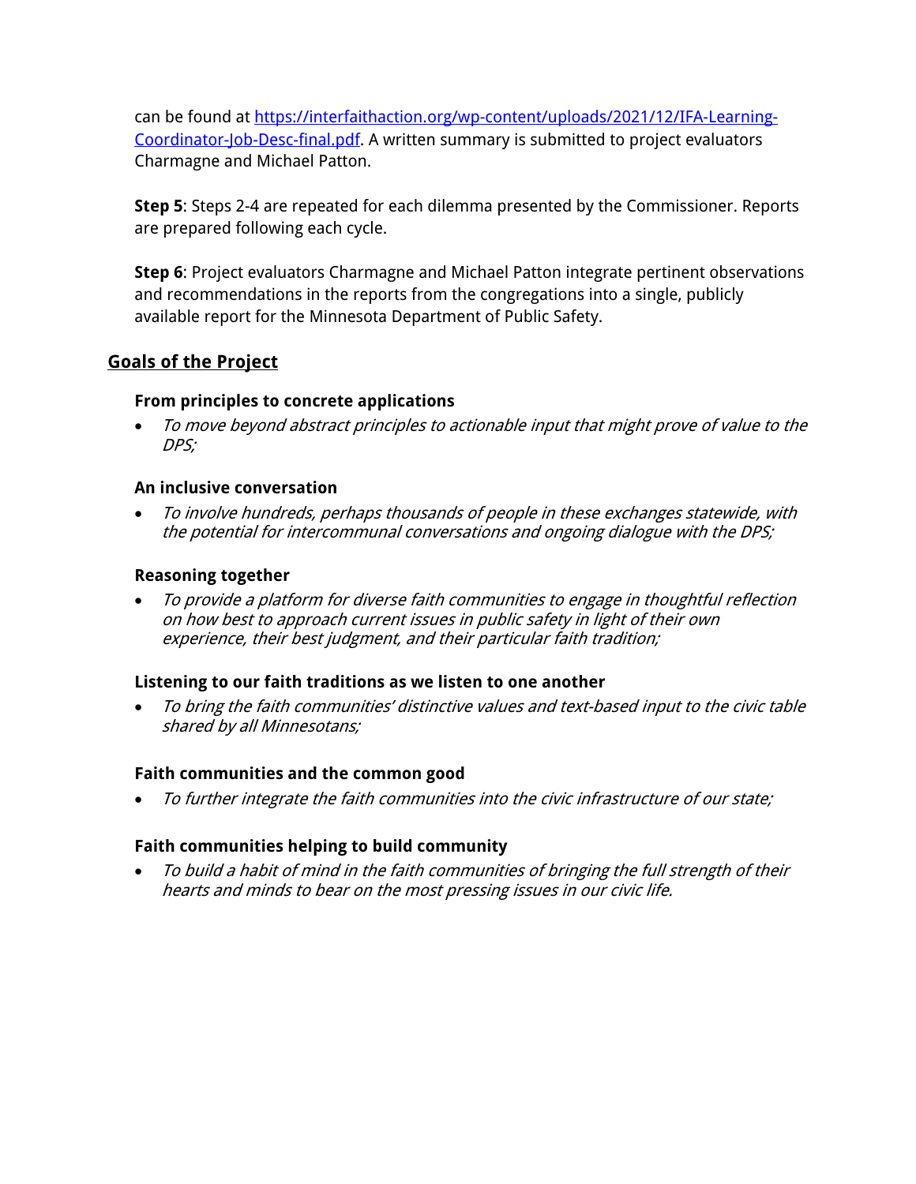can be found at [https://interfaithaction.org/wp-content/uploads/2021/12/IFA-Learning-Coordinator-Job-Desc-final.pdf](https://interfaithaction.org/wp-content/uploads/2021/12/IFA-Learning-Coordinator-Job-Desc-final.pdf). A written summary is submitted to project evaluators Charmagne and Michael Patton.

**Step 5**: Steps 2-4 are repeated for each dilemma presented by the Commissioner. Reports are prepared following each cycle.

**Step 6**: Project evaluators Charmagne and Michael Patton integrate pertinent observations and recommendations in the reports from the congregations into a single, publicly available report for the Minnesota Department of Public Safety.

## Goals of the Project

### From principles to concrete applications

- *To move beyond abstract principles to actionable input that might prove of value to the DPS;*

### An inclusive conversation

- *To involve hundreds, perhaps thousands of people in these exchanges statewide, with the potential for intercommunal conversations and ongoing dialogue with the DPS;*

### Reasoning together

- *To provide a platform for diverse faith communities to engage in thoughtful reflection on how best to approach current issues in public safety in light of their own experience, their best judgment, and their particular faith tradition;*

### Listening to our faith traditions as we listen to one another

- *To bring the faith communities' distinctive values and text-based input to the civic table shared by all Minnesotans;*

### Faith communities and the common good

- *To further integrate the faith communities into the civic infrastructure of our state;*

### Faith communities helping to build community

- *To build a habit of mind in the faith communities of bringing the full strength of their hearts and minds to bear on the most pressing issues in our civic life.*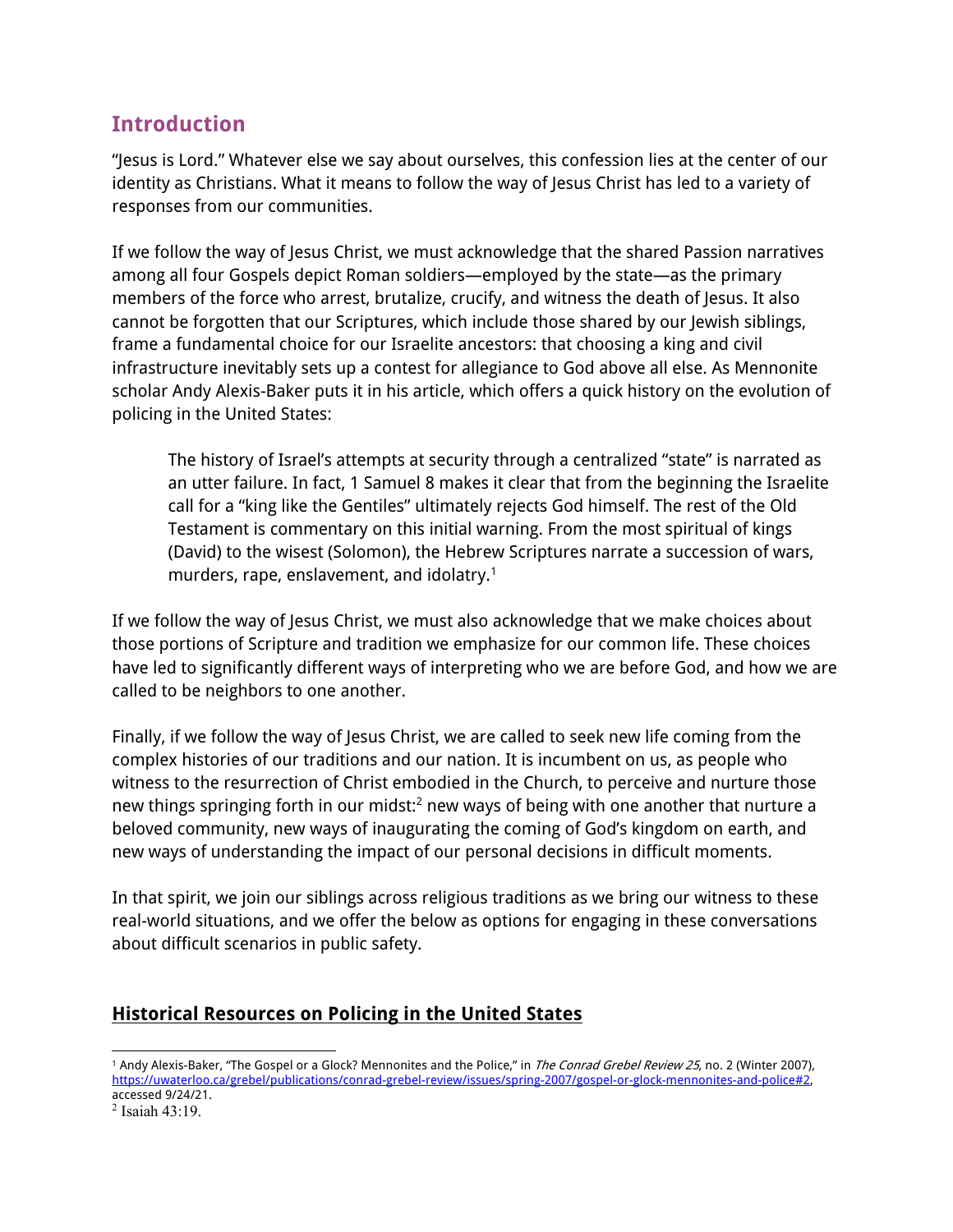## Introduction

"Jesus is Lord." Whatever else we say about ourselves, this confession lies at the center of our identity as Christians. What it means to follow the way of Jesus Christ has led to a variety of responses from our communities.

If we follow the way of Jesus Christ, we must acknowledge that the shared Passion narratives among all four Gospels depict Roman soldiers—employed by the state—as the primary members of the force who arrest, brutalize, crucify, and witness the death of Jesus. It also cannot be forgotten that our Scriptures, which include those shared by our Jewish siblings, frame a fundamental choice for our Israelite ancestors: that choosing a king and civil infrastructure inevitably sets up a contest for allegiance to God above all else. As Mennonite scholar Andy Alexis-Baker puts it in his article, which offers a quick history on the evolution of policing in the United States:

> The history of Israel's attempts at security through a centralized "state" is narrated as an utter failure. In fact, 1 Samuel 8 makes it clear that from the beginning the Israelite call for a "king like the Gentiles" ultimately rejects God himself. The rest of the Old Testament is commentary on this initial warning. From the most spiritual of kings (David) to the wisest (Solomon), the Hebrew Scriptures narrate a succession of wars, murders, rape, enslavement, and idolatry.[1]

If we follow the way of Jesus Christ, we must also acknowledge that we make choices about those portions of Scripture and tradition we emphasize for our common life. These choices have led to significantly different ways of interpreting who we are before God, and how we are called to be neighbors to one another.

Finally, if we follow the way of Jesus Christ, we are called to seek new life coming from the complex histories of our traditions and our nation. It is incumbent on us, as people who witness to the resurrection of Christ embodied in the Church, to perceive and nurture those new things springing forth in our midst:[2] new ways of being with one another that nurture a beloved community, new ways of inaugurating the coming of God's kingdom on earth, and new ways of understanding the impact of our personal decisions in difficult moments.

In that spirit, we join our siblings across religious traditions as we bring our witness to these real-world situations, and we offer the below as options for engaging in these conversations about difficult scenarios in public safety.

## **Historical Resources on Policing in the United States**

---

[1] Andy Alexis-Baker, "The Gospel or a Glock? Mennonites and the Police," in *The Conrad Grebel Review 25*, no. 2 (Winter 2007), https://uwaterloo.ca/grebel/publications/conrad-grebel-review/issues/spring-2007/gospel-or-glock-mennonites-and-police#2, accessed 9/24/21.

[2] Isaiah 43:19.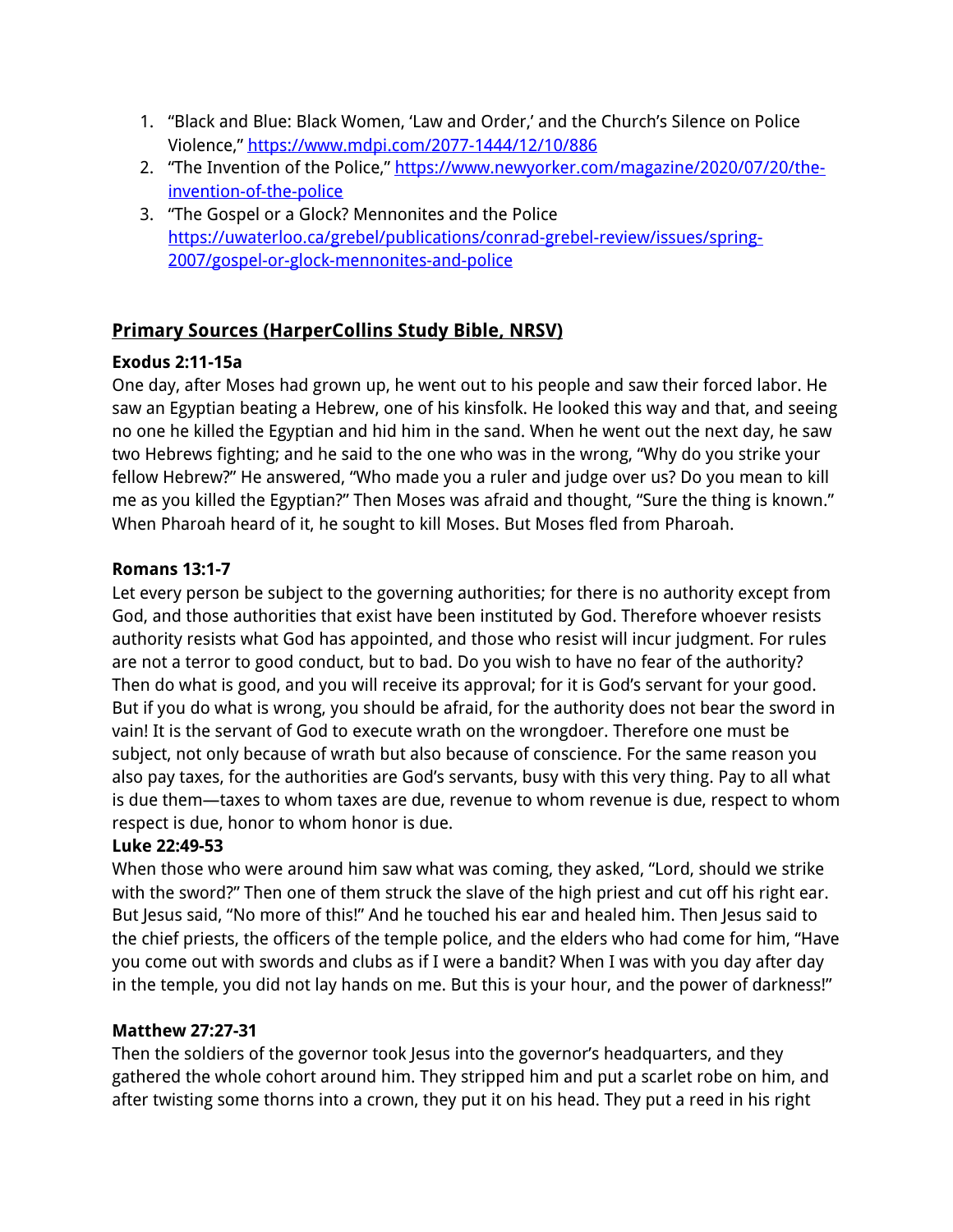1. "Black and Blue: Black Women, 'Law and Order,' and the Church's Silence on Police Violence," https://www.mdpi.com/2077-1444/12/10/886
2. "The Invention of the Police," https://www.newyorker.com/magazine/2020/07/20/the-invention-of-the-police
3. "The Gospel or a Glock? Mennonites and the Police https://uwaterloo.ca/grebel/publications/conrad-grebel-review/issues/spring-2007/gospel-or-glock-mennonites-and-police

## Primary Sources (HarperCollins Study Bible, NRSV)

**Exodus 2:11-15a**

One day, after Moses had grown up, he went out to his people and saw their forced labor. He saw an Egyptian beating a Hebrew, one of his kinsfolk. He looked this way and that, and seeing no one he killed the Egyptian and hid him in the sand. When he went out the next day, he saw two Hebrews fighting; and he said to the one who was in the wrong, "Why do you strike your fellow Hebrew?" He answered, "Who made you a ruler and judge over us? Do you mean to kill me as you killed the Egyptian?" Then Moses was afraid and thought, "Sure the thing is known." When Pharoah heard of it, he sought to kill Moses. But Moses fled from Pharoah.

**Romans 13:1-7**

Let every person be subject to the governing authorities; for there is no authority except from God, and those authorities that exist have been instituted by God. Therefore whoever resists authority resists what God has appointed, and those who resist will incur judgment. For rules are not a terror to good conduct, but to bad. Do you wish to have no fear of the authority? Then do what is good, and you will receive its approval; for it is God's servant for your good. But if you do what is wrong, you should be afraid, for the authority does not bear the sword in vain! It is the servant of God to execute wrath on the wrongdoer. Therefore one must be subject, not only because of wrath but also because of conscience. For the same reason you also pay taxes, for the authorities are God's servants, busy with this very thing. Pay to all what is due them—taxes to whom taxes are due, revenue to whom revenue is due, respect to whom respect is due, honor to whom honor is due.

**Luke 22:49-53**

When those who were around him saw what was coming, they asked, "Lord, should we strike with the sword?" Then one of them struck the slave of the high priest and cut off his right ear. But Jesus said, "No more of this!" And he touched his ear and healed him. Then Jesus said to the chief priests, the officers of the temple police, and the elders who had come for him, "Have you come out with swords and clubs as if I were a bandit? When I was with you day after day in the temple, you did not lay hands on me. But this is your hour, and the power of darkness!"

**Matthew 27:27-31**

Then the soldiers of the governor took Jesus into the governor's headquarters, and they gathered the whole cohort around him. They stripped him and put a scarlet robe on him, and after twisting some thorns into a crown, they put it on his head. They put a reed in his right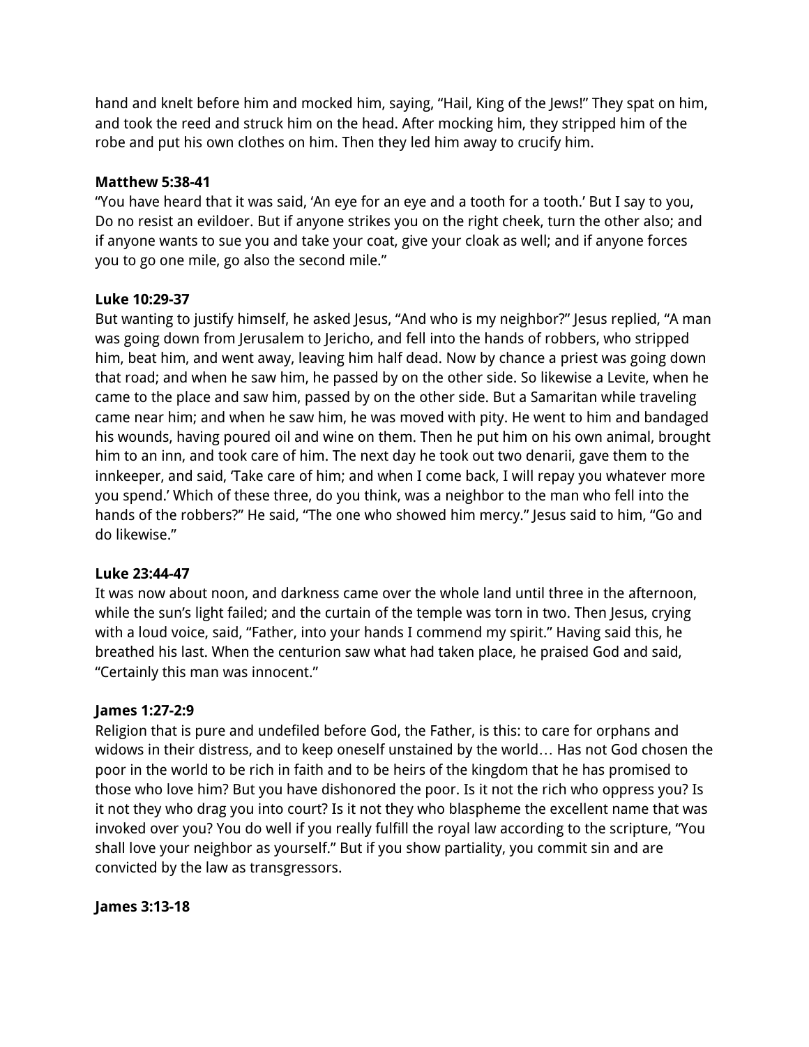hand and knelt before him and mocked him, saying, "Hail, King of the Jews!" They spat on him, and took the reed and struck him on the head. After mocking him, they stripped him of the robe and put his own clothes on him. Then they led him away to crucify him.

**Matthew 5:38-41**
"You have heard that it was said, 'An eye for an eye and a tooth for a tooth.' But I say to you, Do no resist an evildoer. But if anyone strikes you on the right cheek, turn the other also; and if anyone wants to sue you and take your coat, give your cloak as well; and if anyone forces you to go one mile, go also the second mile."

**Luke 10:29-37**
But wanting to justify himself, he asked Jesus, "And who is my neighbor?" Jesus replied, "A man was going down from Jerusalem to Jericho, and fell into the hands of robbers, who stripped him, beat him, and went away, leaving him half dead. Now by chance a priest was going down that road; and when he saw him, he passed by on the other side. So likewise a Levite, when he came to the place and saw him, passed by on the other side. But a Samaritan while traveling came near him; and when he saw him, he was moved with pity. He went to him and bandaged his wounds, having poured oil and wine on them. Then he put him on his own animal, brought him to an inn, and took care of him. The next day he took out two denarii, gave them to the innkeeper, and said, 'Take care of him; and when I come back, I will repay you whatever more you spend.' Which of these three, do you think, was a neighbor to the man who fell into the hands of the robbers?" He said, "The one who showed him mercy." Jesus said to him, "Go and do likewise."

**Luke 23:44-47**
It was now about noon, and darkness came over the whole land until three in the afternoon, while the sun's light failed; and the curtain of the temple was torn in two. Then Jesus, crying with a loud voice, said, "Father, into your hands I commend my spirit." Having said this, he breathed his last. When the centurion saw what had taken place, he praised God and said, "Certainly this man was innocent."

**James 1:27-2:9**
Religion that is pure and undefiled before God, the Father, is this: to care for orphans and widows in their distress, and to keep oneself unstained by the world… Has not God chosen the poor in the world to be rich in faith and to be heirs of the kingdom that he has promised to those who love him? But you have dishonored the poor. Is it not the rich who oppress you? Is it not they who drag you into court? Is it not they who blaspheme the excellent name that was invoked over you? You do well if you really fulfill the royal law according to the scripture, "You shall love your neighbor as yourself." But if you show partiality, you commit sin and are convicted by the law as transgressors.

**James 3:13-18**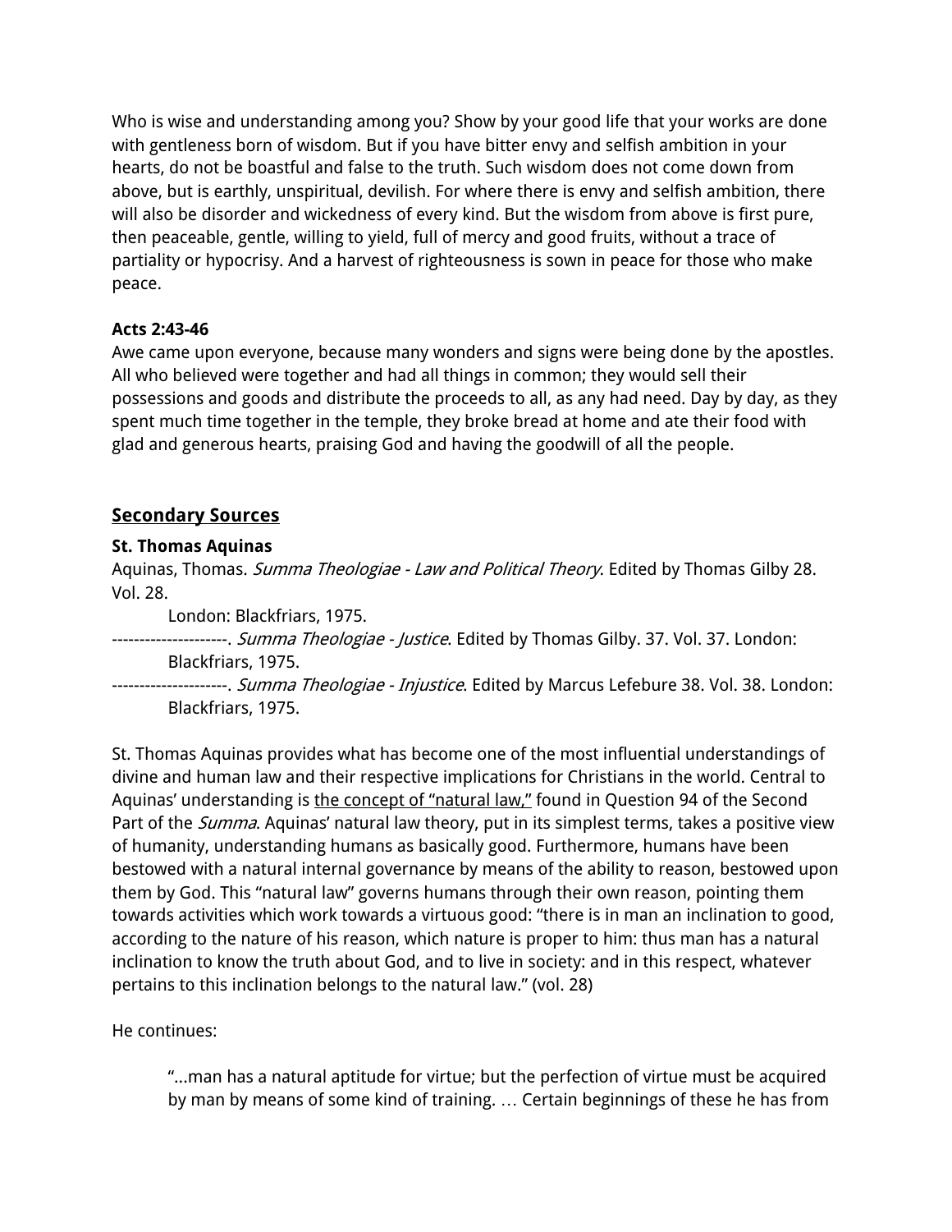Who is wise and understanding among you? Show by your good life that your works are done with gentleness born of wisdom. But if you have bitter envy and selfish ambition in your hearts, do not be boastful and false to the truth. Such wisdom does not come down from above, but is earthly, unspiritual, devilish. For where there is envy and selfish ambition, there will also be disorder and wickedness of every kind. But the wisdom from above is first pure, then peaceable, gentle, willing to yield, full of mercy and good fruits, without a trace of partiality or hypocrisy. And a harvest of righteousness is sown in peace for those who make peace.

**Acts 2:43-46**

Awe came upon everyone, because many wonders and signs were being done by the apostles. All who believed were together and had all things in common; they would sell their possessions and goods and distribute the proceeds to all, as any had need. Day by day, as they spent much time together in the temple, they broke bread at home and ate their food with glad and generous hearts, praising God and having the goodwill of all the people.

## Secondary Sources

**St. Thomas Aquinas**

Aquinas, Thomas. *Summa Theologiae - Law and Political Theory*. Edited by Thomas Gilby 28. Vol. 28.
London: Blackfriars, 1975.

---------------------. *Summa Theologiae - Justice*. Edited by Thomas Gilby. 37. Vol. 37. London: Blackfriars, 1975.

---------------------. *Summa Theologiae - Injustice*. Edited by Marcus Lefebure 38. Vol. 38. London: Blackfriars, 1975.

St. Thomas Aquinas provides what has become one of the most influential understandings of divine and human law and their respective implications for Christians in the world. Central to Aquinas' understanding is the concept of "natural law," found in Question 94 of the Second Part of the *Summa*. Aquinas' natural law theory, put in its simplest terms, takes a positive view of humanity, understanding humans as basically good. Furthermore, humans have been bestowed with a natural internal governance by means of the ability to reason, bestowed upon them by God. This "natural law" governs humans through their own reason, pointing them towards activities which work towards a virtuous good: "there is in man an inclination to good, according to the nature of his reason, which nature is proper to him: thus man has a natural inclination to know the truth about God, and to live in society: and in this respect, whatever pertains to this inclination belongs to the natural law." (vol. 28)

He continues:

> "...man has a natural aptitude for virtue; but the perfection of virtue must be acquired by man by means of some kind of training. … Certain beginnings of these he has from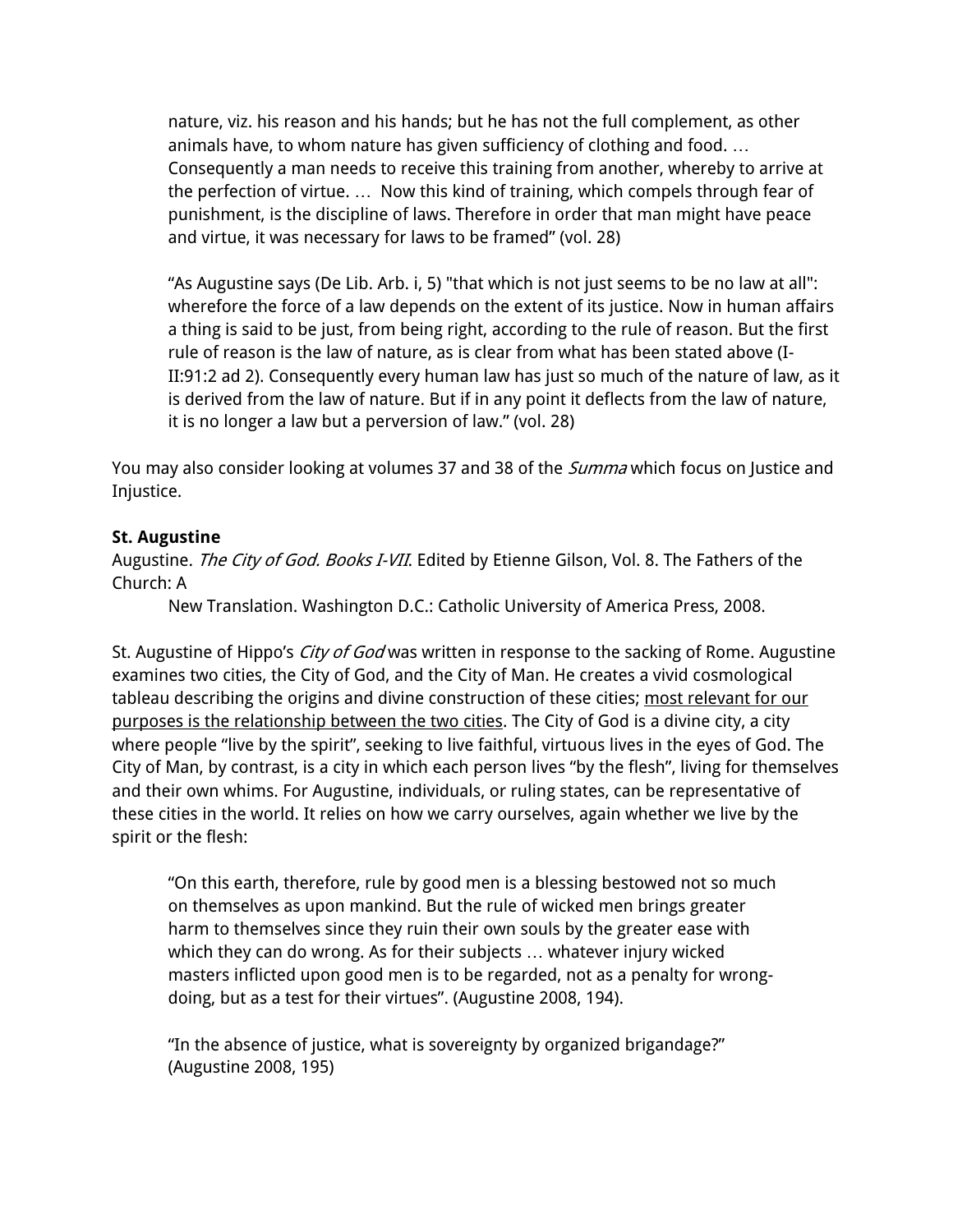> nature, viz. his reason and his hands; but he has not the full complement, as other animals have, to whom nature has given sufficiency of clothing and food. … Consequently a man needs to receive this training from another, whereby to arrive at the perfection of virtue. … Now this kind of training, which compels through fear of punishment, is the discipline of laws. Therefore in order that man might have peace and virtue, it was necessary for laws to be framed" (vol. 28)

> "As Augustine says (De Lib. Arb. i, 5) "that which is not just seems to be no law at all": wherefore the force of a law depends on the extent of its justice. Now in human affairs a thing is said to be just, from being right, according to the rule of reason. But the first rule of reason is the law of nature, as is clear from what has been stated above (I-II:91:2 ad 2). Consequently every human law has just so much of the nature of law, as it is derived from the law of nature. But if in any point it deflects from the law of nature, it is no longer a law but a perversion of law." (vol. 28)

You may also consider looking at volumes 37 and 38 of the *Summa* which focus on Justice and Injustice.

**St. Augustine**

Augustine. *The City of God. Books I-VII.* Edited by Etienne Gilson, Vol. 8. The Fathers of the Church: A
New Translation. Washington D.C.: Catholic University of America Press, 2008.

St. Augustine of Hippo's *City of God* was written in response to the sacking of Rome. Augustine examines two cities, the City of God, and the City of Man. He creates a vivid cosmological tableau describing the origins and divine construction of these cities; <u>most relevant for our purposes is the relationship between the two cities</u>. The City of God is a divine city, a city where people "live by the spirit", seeking to live faithful, virtuous lives in the eyes of God. The City of Man, by contrast, is a city in which each person lives "by the flesh", living for themselves and their own whims. For Augustine, individuals, or ruling states, can be representative of these cities in the world. It relies on how we carry ourselves, again whether we live by the spirit or the flesh:

> "On this earth, therefore, rule by good men is a blessing bestowed not so much on themselves as upon mankind. But the rule of wicked men brings greater harm to themselves since they ruin their own souls by the greater ease with which they can do wrong. As for their subjects … whatever injury wicked masters inflicted upon good men is to be regarded, not as a penalty for wrong-doing, but as a test for their virtues". (Augustine 2008, 194).

> "In the absence of justice, what is sovereignty by organized brigandage?" (Augustine 2008, 195)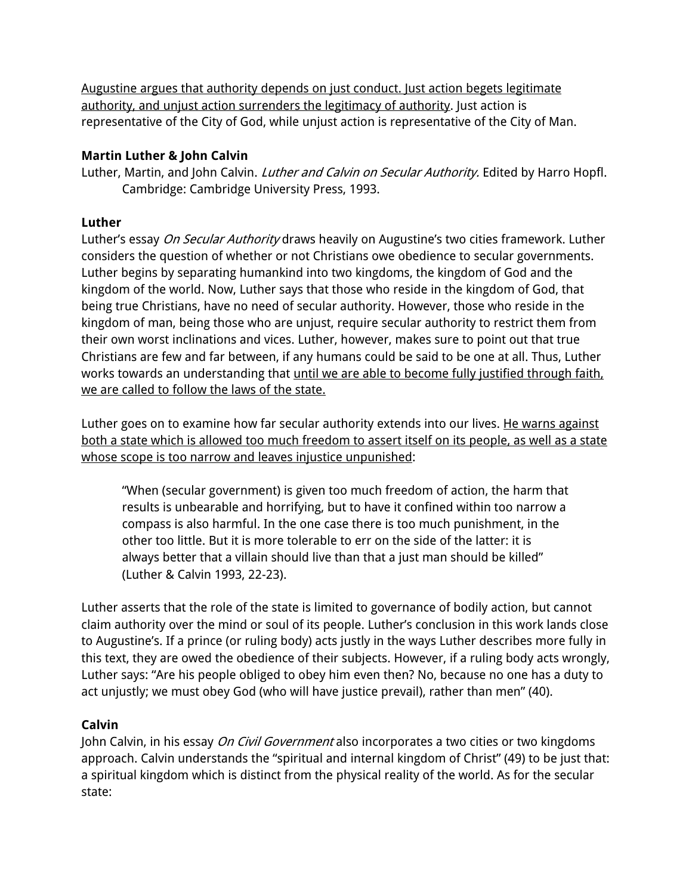<u>Augustine argues that authority depends on just conduct. Just action begets legitimate authority, and unjust action surrenders the legitimacy of authority</u>. Just action is representative of the City of God, while unjust action is representative of the City of Man.

**Martin Luther & John Calvin**

Luther, Martin, and John Calvin. *Luther and Calvin on Secular Authority.* Edited by Harro Hopfl. Cambridge: Cambridge University Press, 1993.

**Luther**

Luther's essay *On Secular Authority* draws heavily on Augustine's two cities framework. Luther considers the question of whether or not Christians owe obedience to secular governments. Luther begins by separating humankind into two kingdoms, the kingdom of God and the kingdom of the world. Now, Luther says that those who reside in the kingdom of God, that being true Christians, have no need of secular authority. However, those who reside in the kingdom of man, being those who are unjust, require secular authority to restrict them from their own worst inclinations and vices. Luther, however, makes sure to point out that true Christians are few and far between, if any humans could be said to be one at all. Thus, Luther works towards an understanding that <u>until we are able to become fully justified through faith, we are called to follow the laws of the state.</u>

Luther goes on to examine how far secular authority extends into our lives. <u>He warns against both a state which is allowed too much freedom to assert itself on its people, as well as a state whose scope is too narrow and leaves injustice unpunished</u>:

> "When (secular government) is given too much freedom of action, the harm that results is unbearable and horrifying, but to have it confined within too narrow a compass is also harmful. In the one case there is too much punishment, in the other too little. But it is more tolerable to err on the side of the latter: it is always better that a villain should live than that a just man should be killed" (Luther & Calvin 1993, 22-23).

Luther asserts that the role of the state is limited to governance of bodily action, but cannot claim authority over the mind or soul of its people. Luther's conclusion in this work lands close to Augustine's. If a prince (or ruling body) acts justly in the ways Luther describes more fully in this text, they are owed the obedience of their subjects. However, if a ruling body acts wrongly, Luther says: "Are his people obliged to obey him even then? No, because no one has a duty to act unjustly; we must obey God (who will have justice prevail), rather than men" (40).

**Calvin**

John Calvin, in his essay *On Civil Government* also incorporates a two cities or two kingdoms approach. Calvin understands the "spiritual and internal kingdom of Christ" (49) to be just that: a spiritual kingdom which is distinct from the physical reality of the world. As for the secular state: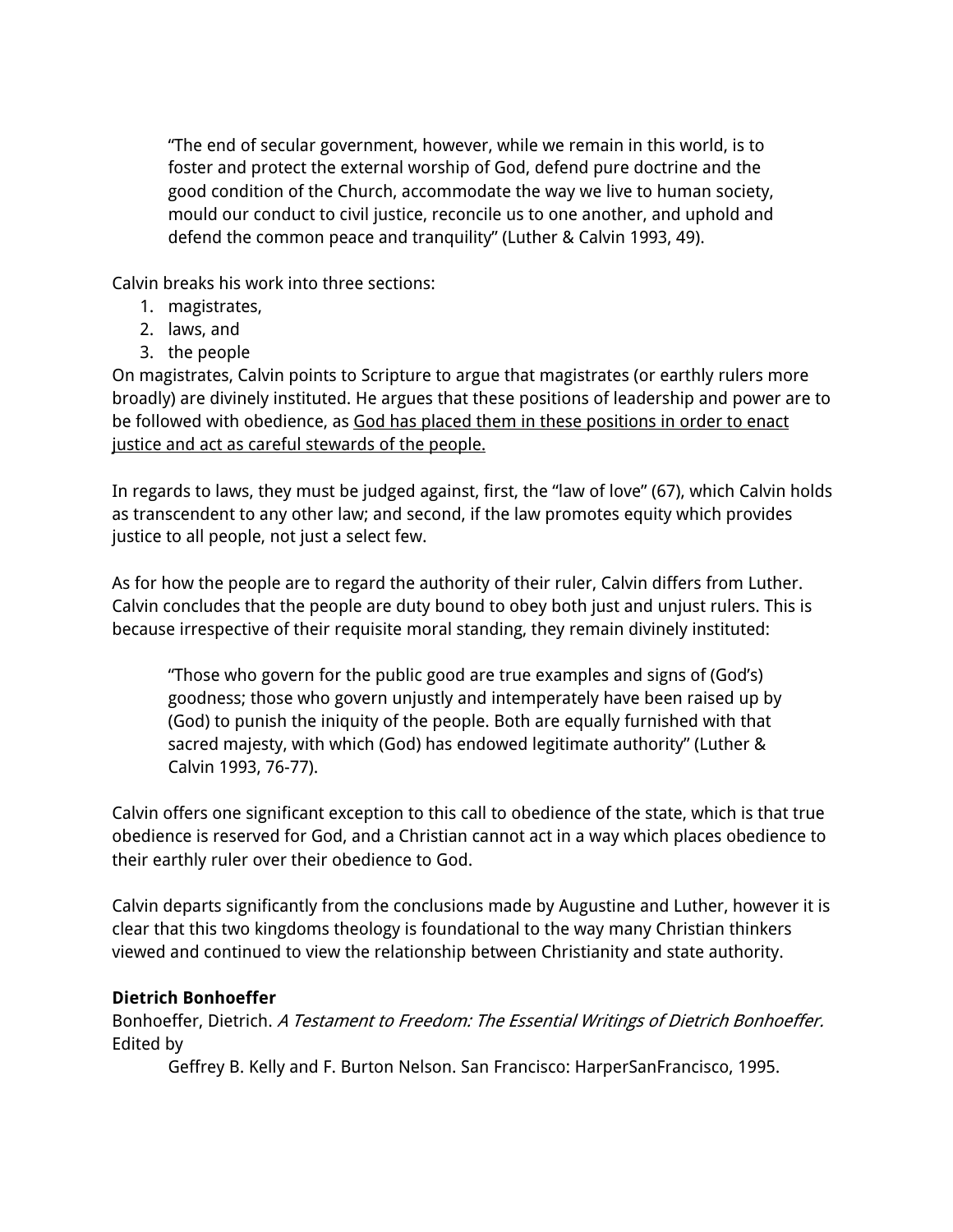> "The end of secular government, however, while we remain in this world, is to foster and protect the external worship of God, defend pure doctrine and the good condition of the Church, accommodate the way we live to human society, mould our conduct to civil justice, reconcile us to one another, and uphold and defend the common peace and tranquility" (Luther & Calvin 1993, 49).

Calvin breaks his work into three sections:

1. magistrates,
2. laws, and
3. the people

On magistrates, Calvin points to Scripture to argue that magistrates (or earthly rulers more broadly) are divinely instituted. He argues that these positions of leadership and power are to be followed with obedience, as <u>God has placed them in these positions in order to enact justice and act as careful stewards of the people.</u>

In regards to laws, they must be judged against, first, the "law of love" (67), which Calvin holds as transcendent to any other law; and second, if the law promotes equity which provides justice to all people, not just a select few.

As for how the people are to regard the authority of their ruler, Calvin differs from Luther. Calvin concludes that the people are duty bound to obey both just and unjust rulers. This is because irrespective of their requisite moral standing, they remain divinely instituted:

> "Those who govern for the public good are true examples and signs of (God's) goodness; those who govern unjustly and intemperately have been raised up by (God) to punish the iniquity of the people. Both are equally furnished with that sacred majesty, with which (God) has endowed legitimate authority" (Luther & Calvin 1993, 76-77).

Calvin offers one significant exception to this call to obedience of the state, which is that true obedience is reserved for God, and a Christian cannot act in a way which places obedience to their earthly ruler over their obedience to God.

Calvin departs significantly from the conclusions made by Augustine and Luther, however it is clear that this two kingdoms theology is foundational to the way many Christian thinkers viewed and continued to view the relationship between Christianity and state authority.

**Dietrich Bonhoeffer**

Bonhoeffer, Dietrich. *A Testament to Freedom: The Essential Writings of Dietrich Bonhoeffer.* Edited by
Geffrey B. Kelly and F. Burton Nelson. San Francisco: HarperSanFrancisco, 1995.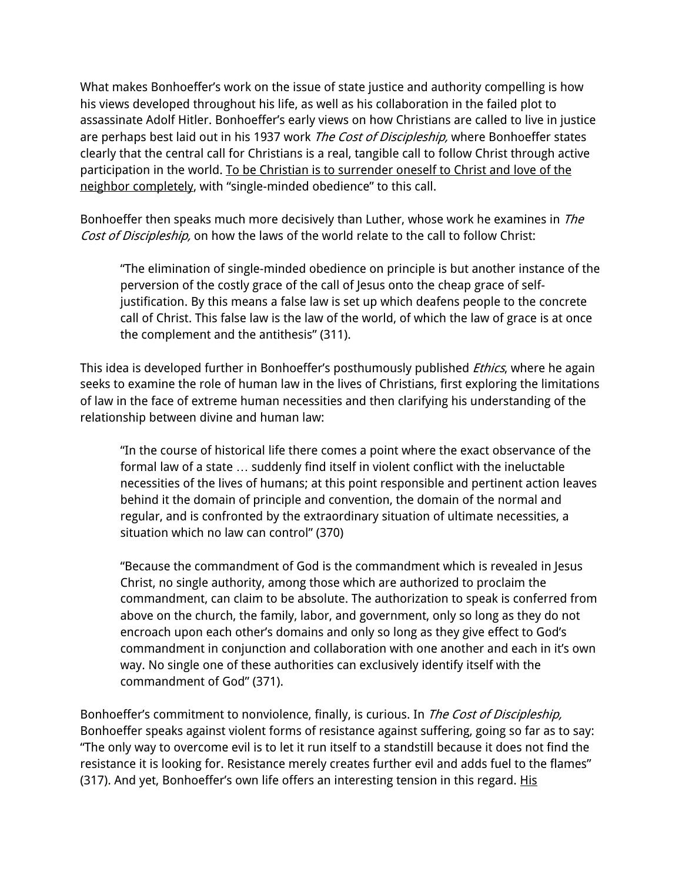What makes Bonhoeffer's work on the issue of state justice and authority compelling is how his views developed throughout his life, as well as his collaboration in the failed plot to assassinate Adolf Hitler. Bonhoeffer's early views on how Christians are called to live in justice are perhaps best laid out in his 1937 work *The Cost of Discipleship,* where Bonhoeffer states clearly that the central call for Christians is a real, tangible call to follow Christ through active participation in the world. <u>To be Christian is to surrender oneself to Christ and love of the neighbor completely</u>, with "single-minded obedience" to this call.

Bonhoeffer then speaks much more decisively than Luther, whose work he examines in *The Cost of Discipleship,* on how the laws of the world relate to the call to follow Christ:

> "The elimination of single-minded obedience on principle is but another instance of the perversion of the costly grace of the call of Jesus onto the cheap grace of self-justification. By this means a false law is set up which deafens people to the concrete call of Christ. This false law is the law of the world, of which the law of grace is at once the complement and the antithesis" (311).

This idea is developed further in Bonhoeffer's posthumously published *Ethics*, where he again seeks to examine the role of human law in the lives of Christians, first exploring the limitations of law in the face of extreme human necessities and then clarifying his understanding of the relationship between divine and human law:

> "In the course of historical life there comes a point where the exact observance of the formal law of a state … suddenly find itself in violent conflict with the ineluctable necessities of the lives of humans; at this point responsible and pertinent action leaves behind it the domain of principle and convention, the domain of the normal and regular, and is confronted by the extraordinary situation of ultimate necessities, a situation which no law can control" (370)

> "Because the commandment of God is the commandment which is revealed in Jesus Christ, no single authority, among those which are authorized to proclaim the commandment, can claim to be absolute. The authorization to speak is conferred from above on the church, the family, labor, and government, only so long as they do not encroach upon each other's domains and only so long as they give effect to God's commandment in conjunction and collaboration with one another and each in it's own way. No single one of these authorities can exclusively identify itself with the commandment of God" (371).

Bonhoeffer's commitment to nonviolence, finally, is curious. In *The Cost of Discipleship,* Bonhoeffer speaks against violent forms of resistance against suffering, going so far as to say: "The only way to overcome evil is to let it run itself to a standstill because it does not find the resistance it is looking for. Resistance merely creates further evil and adds fuel to the flames" (317). And yet, Bonhoeffer's own life offers an interesting tension in this regard. <u>His</u>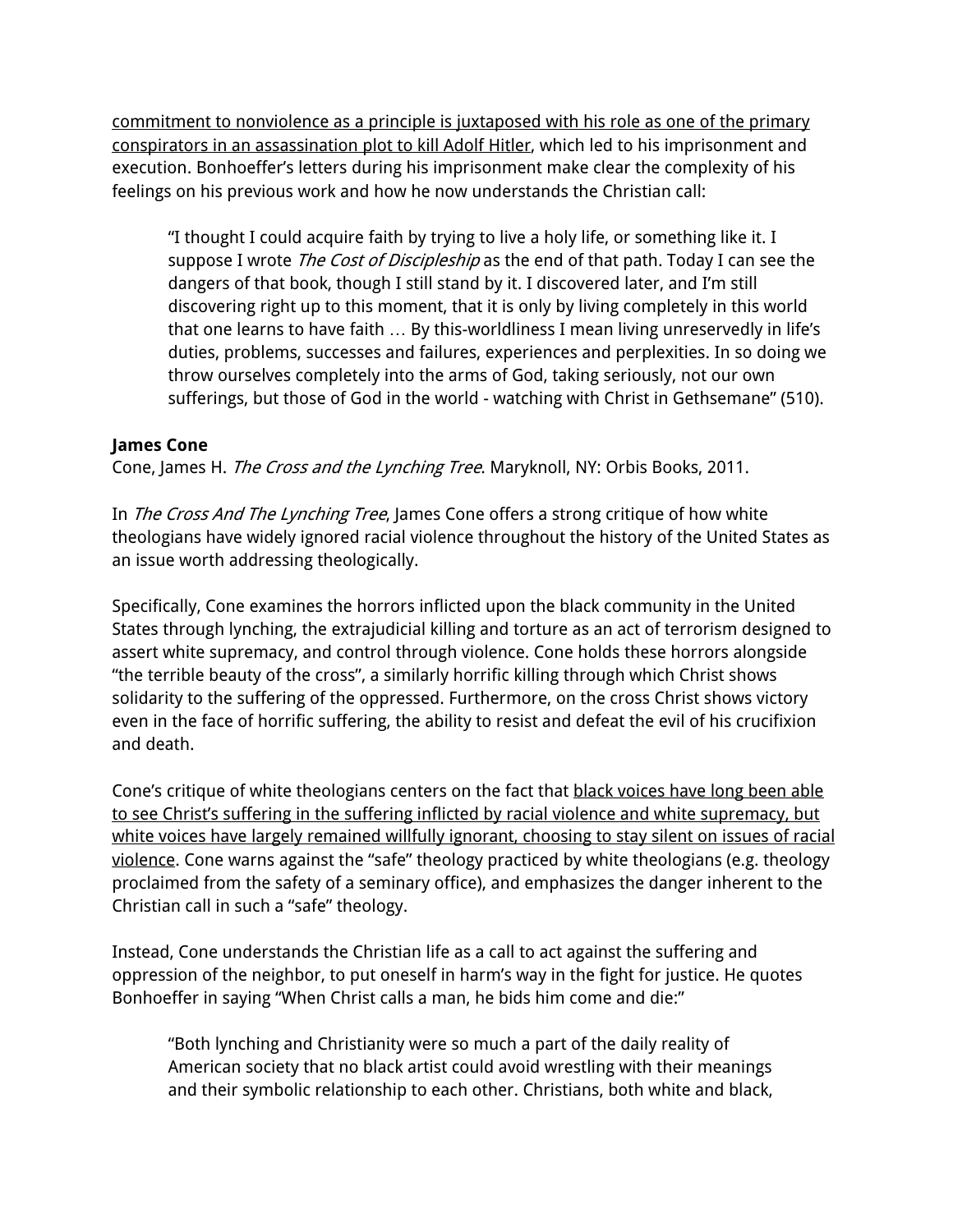<u>commitment to nonviolence as a principle is juxtaposed with his role as one of the primary conspirators in an assassination plot to kill Adolf Hitler</u>, which led to his imprisonment and execution. Bonhoeffer's letters during his imprisonment make clear the complexity of his feelings on his previous work and how he now understands the Christian call:

> "I thought I could acquire faith by trying to live a holy life, or something like it. I suppose I wrote *The Cost of Discipleship* as the end of that path. Today I can see the dangers of that book, though I still stand by it. I discovered later, and I'm still discovering right up to this moment, that it is only by living completely in this world that one learns to have faith … By this-worldliness I mean living unreservedly in life's duties, problems, successes and failures, experiences and perplexities. In so doing we throw ourselves completely into the arms of God, taking seriously, not our own sufferings, but those of God in the world - watching with Christ in Gethsemane" (510).

**James Cone**

Cone, James H. *The Cross and the Lynching Tree*. Maryknoll, NY: Orbis Books, 2011.

In *The Cross And The Lynching Tree*, James Cone offers a strong critique of how white theologians have widely ignored racial violence throughout the history of the United States as an issue worth addressing theologically.

Specifically, Cone examines the horrors inflicted upon the black community in the United States through lynching, the extrajudicial killing and torture as an act of terrorism designed to assert white supremacy, and control through violence. Cone holds these horrors alongside "the terrible beauty of the cross", a similarly horrific killing through which Christ shows solidarity to the suffering of the oppressed. Furthermore, on the cross Christ shows victory even in the face of horrific suffering, the ability to resist and defeat the evil of his crucifixion and death.

Cone's critique of white theologians centers on the fact that <u>black voices have long been able to see Christ's suffering in the suffering inflicted by racial violence and white supremacy, but white voices have largely remained willfully ignorant, choosing to stay silent on issues of racial violence</u>. Cone warns against the "safe" theology practiced by white theologians (e.g. theology proclaimed from the safety of a seminary office), and emphasizes the danger inherent to the Christian call in such a "safe" theology.

Instead, Cone understands the Christian life as a call to act against the suffering and oppression of the neighbor, to put oneself in harm's way in the fight for justice. He quotes Bonhoeffer in saying "When Christ calls a man, he bids him come and die:"

> "Both lynching and Christianity were so much a part of the daily reality of American society that no black artist could avoid wrestling with their meanings and their symbolic relationship to each other. Christians, both white and black,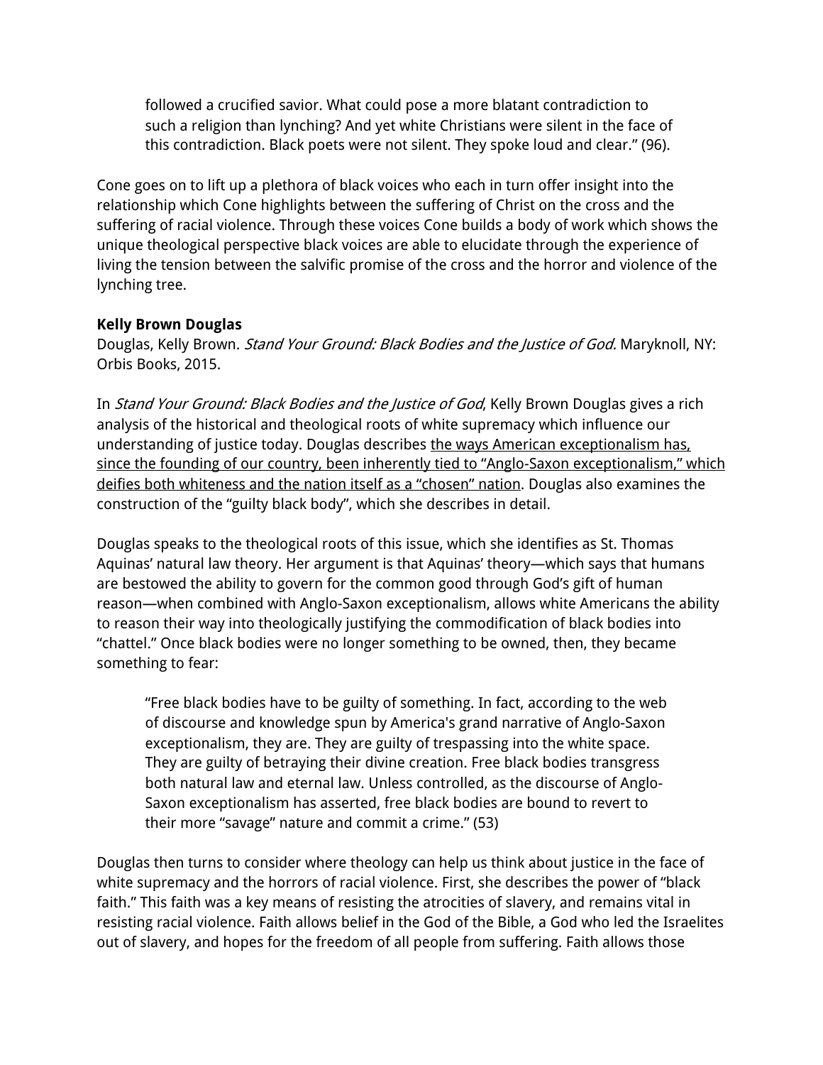> followed a crucified savior. What could pose a more blatant contradiction to such a religion than lynching? And yet white Christians were silent in the face of this contradiction. Black poets were not silent. They spoke loud and clear." (96).

Cone goes on to lift up a plethora of black voices who each in turn offer insight into the relationship which Cone highlights between the suffering of Christ on the cross and the suffering of racial violence. Through these voices Cone builds a body of work which shows the unique theological perspective black voices are able to elucidate through the experience of living the tension between the salvific promise of the cross and the horror and violence of the lynching tree.

**Kelly Brown Douglas**
Douglas, Kelly Brown. *Stand Your Ground: Black Bodies and the Justice of God.* Maryknoll, NY: Orbis Books, 2015.

In *Stand Your Ground: Black Bodies and the Justice of God*, Kelly Brown Douglas gives a rich analysis of the historical and theological roots of white supremacy which influence our understanding of justice today. Douglas describes <u>the ways American exceptionalism has, since the founding of our country, been inherently tied to "Anglo-Saxon exceptionalism," which deifies both whiteness and the nation itself as a "chosen" nation</u>. Douglas also examines the construction of the "guilty black body", which she describes in detail.

Douglas speaks to the theological roots of this issue, which she identifies as St. Thomas Aquinas' natural law theory. Her argument is that Aquinas' theory—which says that humans are bestowed the ability to govern for the common good through God's gift of human reason—when combined with Anglo-Saxon exceptionalism, allows white Americans the ability to reason their way into theologically justifying the commodification of black bodies into "chattel." Once black bodies were no longer something to be owned, then, they became something to fear:

> "Free black bodies have to be guilty of something. In fact, according to the web of discourse and knowledge spun by America's grand narrative of Anglo-Saxon exceptionalism, they are. They are guilty of trespassing into the white space. They are guilty of betraying their divine creation. Free black bodies transgress both natural law and eternal law. Unless controlled, as the discourse of Anglo-Saxon exceptionalism has asserted, free black bodies are bound to revert to their more "savage" nature and commit a crime." (53)

Douglas then turns to consider where theology can help us think about justice in the face of white supremacy and the horrors of racial violence. First, she describes the power of "black faith." This faith was a key means of resisting the atrocities of slavery, and remains vital in resisting racial violence. Faith allows belief in the God of the Bible, a God who led the Israelites out of slavery, and hopes for the freedom of all people from suffering. Faith allows those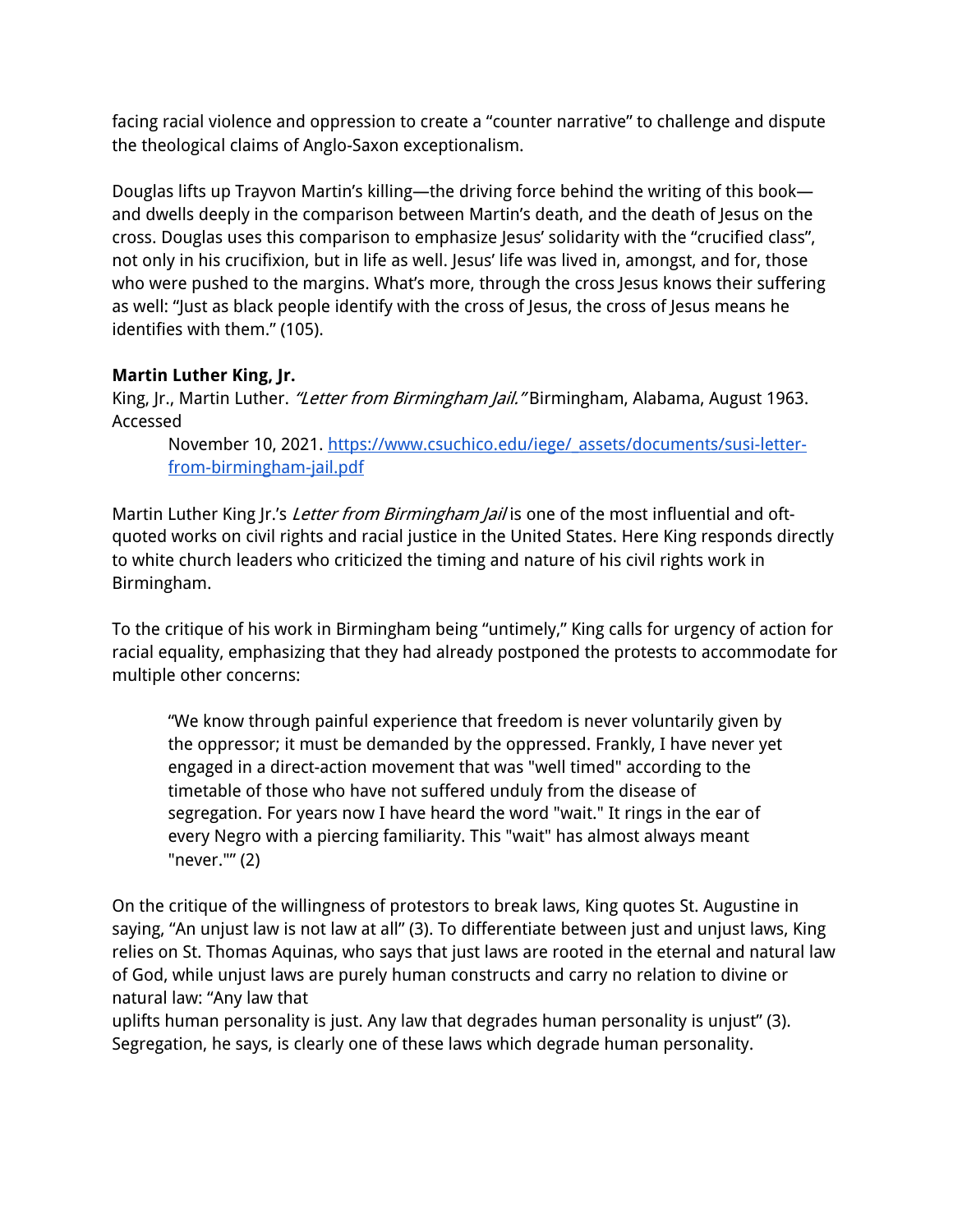facing racial violence and oppression to create a "counter narrative" to challenge and dispute the theological claims of Anglo-Saxon exceptionalism.

Douglas lifts up Trayvon Martin's killing—the driving force behind the writing of this book—and dwells deeply in the comparison between Martin's death, and the death of Jesus on the cross. Douglas uses this comparison to emphasize Jesus' solidarity with the "crucified class", not only in his crucifixion, but in life as well. Jesus' life was lived in, amongst, and for, those who were pushed to the margins. What's more, through the cross Jesus knows their suffering as well: "Just as black people identify with the cross of Jesus, the cross of Jesus means he identifies with them." (105).

**Martin Luther King, Jr.**

King, Jr., Martin Luther. *"Letter from Birmingham Jail."* Birmingham, Alabama, August 1963. Accessed

> November 10, 2021. [https://www.csuchico.edu/iege/_assets/documents/susi-letter-from-birmingham-jail.pdf](https://www.csuchico.edu/iege/_assets/documents/susi-letter-from-birmingham-jail.pdf)

Martin Luther King Jr.'s *Letter from Birmingham Jail* is one of the most influential and oft-quoted works on civil rights and racial justice in the United States. Here King responds directly to white church leaders who criticized the timing and nature of his civil rights work in Birmingham.

To the critique of his work in Birmingham being "untimely," King calls for urgency of action for racial equality, emphasizing that they had already postponed the protests to accommodate for multiple other concerns:

> "We know through painful experience that freedom is never voluntarily given by the oppressor; it must be demanded by the oppressed. Frankly, I have never yet engaged in a direct-action movement that was "well timed" according to the timetable of those who have not suffered unduly from the disease of segregation. For years now I have heard the word "wait." It rings in the ear of every Negro with a piercing familiarity. This "wait" has almost always meant "never."" (2)

On the critique of the willingness of protestors to break laws, King quotes St. Augustine in saying, "An unjust law is not law at all" (3). To differentiate between just and unjust laws, King relies on St. Thomas Aquinas, who says that just laws are rooted in the eternal and natural law of God, while unjust laws are purely human constructs and carry no relation to divine or natural law: "Any law that uplifts human personality is just. Any law that degrades human personality is unjust" (3). Segregation, he says, is clearly one of these laws which degrade human personality.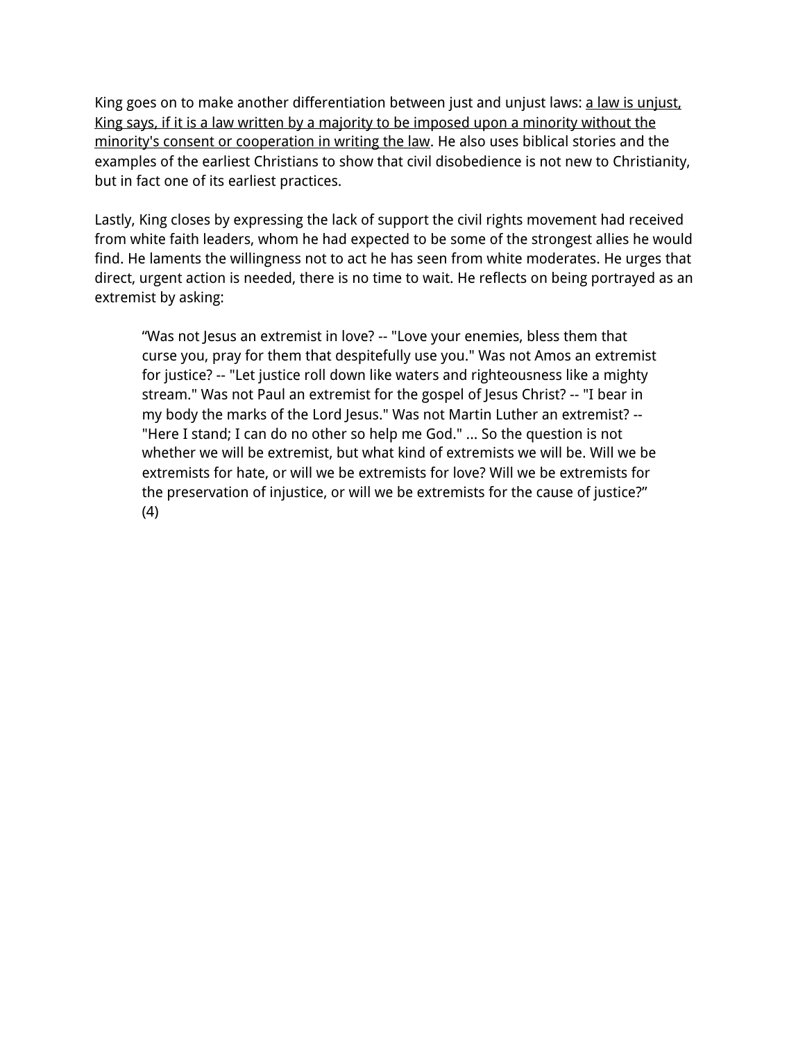King goes on to make another differentiation between just and unjust laws: <u>a law is unjust, King says, if it is a law written by a majority to be imposed upon a minority without the minority's consent or cooperation in writing the law</u>. He also uses biblical stories and the examples of the earliest Christians to show that civil disobedience is not new to Christianity, but in fact one of its earliest practices.

Lastly, King closes by expressing the lack of support the civil rights movement had received from white faith leaders, whom he had expected to be some of the strongest allies he would find. He laments the willingness not to act he has seen from white moderates. He urges that direct, urgent action is needed, there is no time to wait. He reflects on being portrayed as an extremist by asking:

> “Was not Jesus an extremist in love? -- "Love your enemies, bless them that curse you, pray for them that despitefully use you." Was not Amos an extremist for justice? -- "Let justice roll down like waters and righteousness like a mighty stream." Was not Paul an extremist for the gospel of Jesus Christ? -- "I bear in my body the marks of the Lord Jesus." Was not Martin Luther an extremist? -- "Here I stand; I can do no other so help me God." ... So the question is not whether we will be extremist, but what kind of extremists we will be. Will we be extremists for hate, or will we be extremists for love? Will we be extremists for the preservation of injustice, or will we be extremists for the cause of justice?” (4)